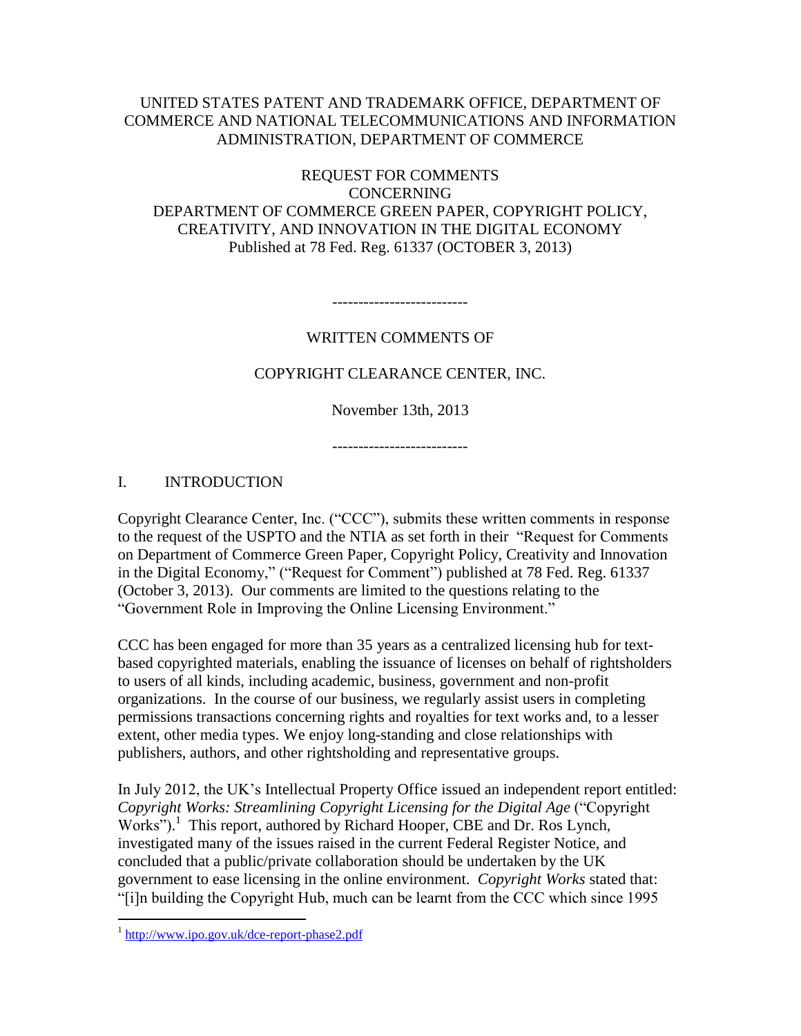UNITED STATES PATENT AND TRADEMARK OFFICE, DEPARTMENT OF COMMERCE AND NATIONAL TELECOMMUNICATIONS AND INFORMATION ADMINISTRATION, DEPARTMENT OF COMMERCE

REQUEST FOR COMMENTS
CONCERNING
DEPARTMENT OF COMMERCE GREEN PAPER, COPYRIGHT POLICY, CREATIVITY, AND INNOVATION IN THE DIGITAL ECONOMY
Published at 78 Fed. Reg. 61337 (OCTOBER 3, 2013)

-------------------------

WRITTEN COMMENTS OF

COPYRIGHT CLEARANCE CENTER, INC.

November 13th, 2013

-------------------------

## I. INTRODUCTION

Copyright Clearance Center, Inc. ("CCC"), submits these written comments in response to the request of the USPTO and the NTIA as set forth in their "Request for Comments on Department of Commerce Green Paper, Copyright Policy, Creativity and Innovation in the Digital Economy," ("Request for Comment") published at 78 Fed. Reg. 61337 (October 3, 2013). Our comments are limited to the questions relating to the "Government Role in Improving the Online Licensing Environment."

CCC has been engaged for more than 35 years as a centralized licensing hub for text-based copyrighted materials, enabling the issuance of licenses on behalf of rightsholders to users of all kinds, including academic, business, government and non-profit organizations. In the course of our business, we regularly assist users in completing permissions transactions concerning rights and royalties for text works and, to a lesser extent, other media types. We enjoy long-standing and close relationships with publishers, authors, and other rightsholding and representative groups.

In July 2012, the UK's Intellectual Property Office issued an independent report entitled: *Copyright Works: Streamlining Copyright Licensing for the Digital Age* ("Copyright Works").[1] This report, authored by Richard Hooper, CBE and Dr. Ros Lynch, investigated many of the issues raised in the current Federal Register Notice, and concluded that a public/private collaboration should be undertaken by the UK government to ease licensing in the online environment. *Copyright Works* stated that: "[i]n building the Copyright Hub, much can be learnt from the CCC which since 1995

[1] http://www.ipo.gov.uk/dce-report-phase2.pdf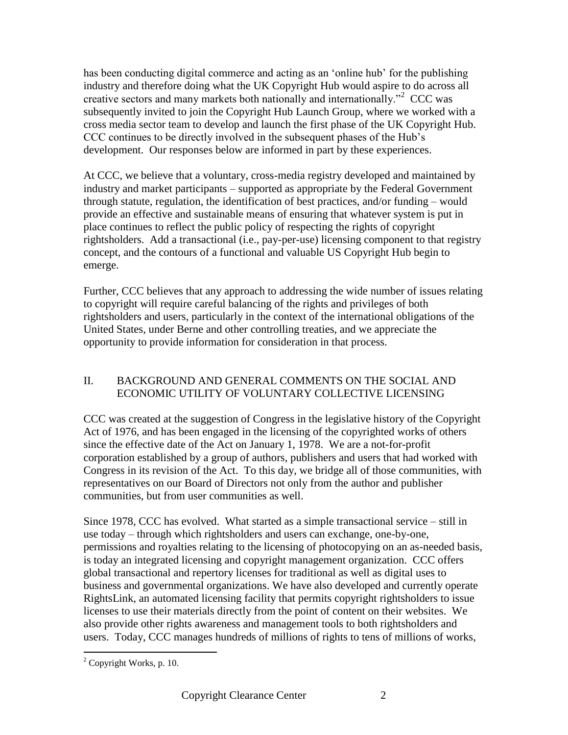has been conducting digital commerce and acting as an 'online hub' for the publishing industry and therefore doing what the UK Copyright Hub would aspire to do across all creative sectors and many markets both nationally and internationally."[2] CCC was subsequently invited to join the Copyright Hub Launch Group, where we worked with a cross media sector team to develop and launch the first phase of the UK Copyright Hub. CCC continues to be directly involved in the subsequent phases of the Hub's development. Our responses below are informed in part by these experiences.

At CCC, we believe that a voluntary, cross-media registry developed and maintained by industry and market participants – supported as appropriate by the Federal Government through statute, regulation, the identification of best practices, and/or funding – would provide an effective and sustainable means of ensuring that whatever system is put in place continues to reflect the public policy of respecting the rights of copyright rightsholders. Add a transactional (i.e., pay-per-use) licensing component to that registry concept, and the contours of a functional and valuable US Copyright Hub begin to emerge.

Further, CCC believes that any approach to addressing the wide number of issues relating to copyright will require careful balancing of the rights and privileges of both rightsholders and users, particularly in the context of the international obligations of the United States, under Berne and other controlling treaties, and we appreciate the opportunity to provide information for consideration in that process.

## II. BACKGROUND AND GENERAL COMMENTS ON THE SOCIAL AND ECONOMIC UTILITY OF VOLUNTARY COLLECTIVE LICENSING

CCC was created at the suggestion of Congress in the legislative history of the Copyright Act of 1976, and has been engaged in the licensing of the copyrighted works of others since the effective date of the Act on January 1, 1978. We are a not-for-profit corporation established by a group of authors, publishers and users that had worked with Congress in its revision of the Act. To this day, we bridge all of those communities, with representatives on our Board of Directors not only from the author and publisher communities, but from user communities as well.

Since 1978, CCC has evolved. What started as a simple transactional service – still in use today – through which rightsholders and users can exchange, one-by-one, permissions and royalties relating to the licensing of photocopying on an as-needed basis, is today an integrated licensing and copyright management organization. CCC offers global transactional and repertory licenses for traditional as well as digital uses to business and governmental organizations. We have also developed and currently operate RightsLink, an automated licensing facility that permits copyright rightsholders to issue licenses to use their materials directly from the point of content on their websites. We also provide other rights awareness and management tools to both rightsholders and users. Today, CCC manages hundreds of millions of rights to tens of millions of works,

[2] Copyright Works, p. 10.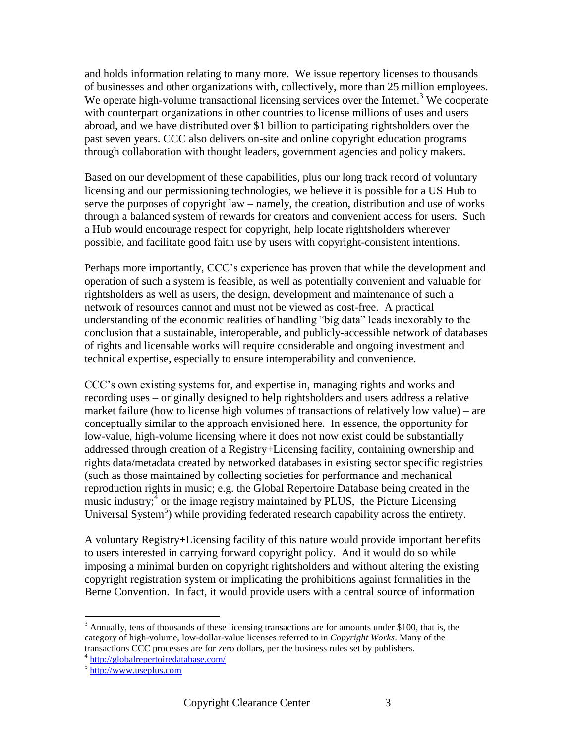and holds information relating to many more. We issue repertory licenses to thousands of businesses and other organizations with, collectively, more than 25 million employees. We operate high-volume transactional licensing services over the Internet.[3] We cooperate with counterpart organizations in other countries to license millions of uses and users abroad, and we have distributed over $1 billion to participating rightsholders over the past seven years. CCC also delivers on-site and online copyright education programs through collaboration with thought leaders, government agencies and policy makers.

Based on our development of these capabilities, plus our long track record of voluntary licensing and our permissioning technologies, we believe it is possible for a US Hub to serve the purposes of copyright law – namely, the creation, distribution and use of works through a balanced system of rewards for creators and convenient access for users. Such a Hub would encourage respect for copyright, help locate rightsholders wherever possible, and facilitate good faith use by users with copyright-consistent intentions.

Perhaps more importantly, CCC's experience has proven that while the development and operation of such a system is feasible, as well as potentially convenient and valuable for rightsholders as well as users, the design, development and maintenance of such a network of resources cannot and must not be viewed as cost-free. A practical understanding of the economic realities of handling "big data" leads inexorably to the conclusion that a sustainable, interoperable, and publicly-accessible network of databases of rights and licensable works will require considerable and ongoing investment and technical expertise, especially to ensure interoperability and convenience.

CCC's own existing systems for, and expertise in, managing rights and works and recording uses – originally designed to help rightsholders and users address a relative market failure (how to license high volumes of transactions of relatively low value) – are conceptually similar to the approach envisioned here. In essence, the opportunity for low-value, high-volume licensing where it does not now exist could be substantially addressed through creation of a Registry+Licensing facility, containing ownership and rights data/metadata created by networked databases in existing sector specific registries (such as those maintained by collecting societies for performance and mechanical reproduction rights in music; e.g. the Global Repertoire Database being created in the music industry;[4] or the image registry maintained by PLUS, the Picture Licensing Universal System[5]) while providing federated research capability across the entirety.

A voluntary Registry+Licensing facility of this nature would provide important benefits to users interested in carrying forward copyright policy. And it would do so while imposing a minimal burden on copyright rightsholders and without altering the existing copyright registration system or implicating the prohibitions against formalities in the Berne Convention. In fact, it would provide users with a central source of information

---

[3] Annually, tens of thousands of these licensing transactions are for amounts under $100, that is, the category of high-volume, low-dollar-value licenses referred to in *Copyright Works*. Many of the transactions CCC processes are for zero dollars, per the business rules set by publishers.

[4] http://globalrepertoiredatabase.com/

[5] http://www.useplus.com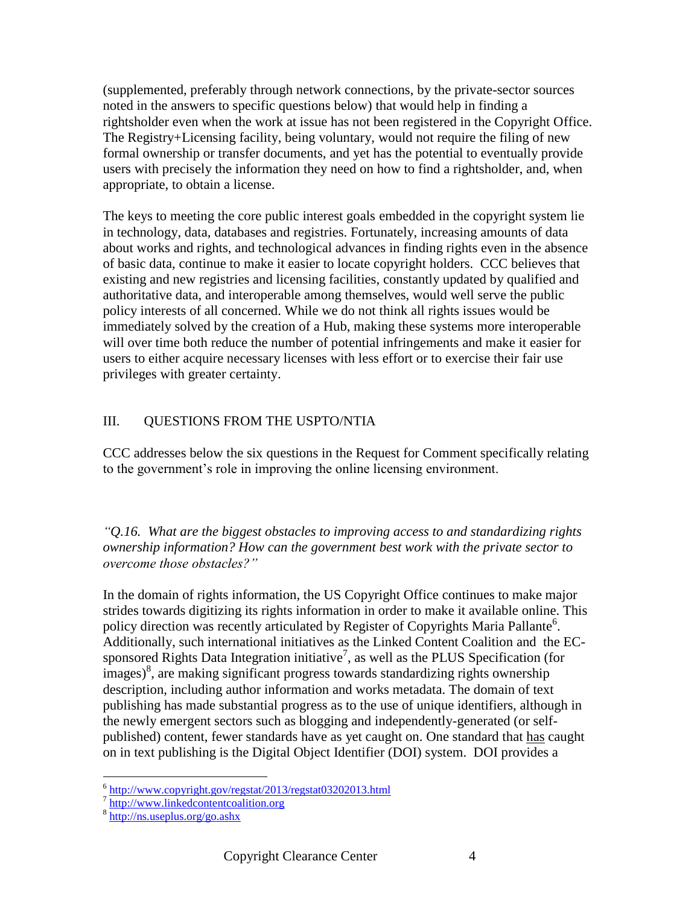(supplemented, preferably through network connections, by the private-sector sources noted in the answers to specific questions below) that would help in finding a rightsholder even when the work at issue has not been registered in the Copyright Office. The Registry+Licensing facility, being voluntary, would not require the filing of new formal ownership or transfer documents, and yet has the potential to eventually provide users with precisely the information they need on how to find a rightsholder, and, when appropriate, to obtain a license.

The keys to meeting the core public interest goals embedded in the copyright system lie in technology, data, databases and registries. Fortunately, increasing amounts of data about works and rights, and technological advances in finding rights even in the absence of basic data, continue to make it easier to locate copyright holders. CCC believes that existing and new registries and licensing facilities, constantly updated by qualified and authoritative data, and interoperable among themselves, would well serve the public policy interests of all concerned. While we do not think all rights issues would be immediately solved by the creation of a Hub, making these systems more interoperable will over time both reduce the number of potential infringements and make it easier for users to either acquire necessary licenses with less effort or to exercise their fair use privileges with greater certainty.

## III. QUESTIONS FROM THE USPTO/NTIA

CCC addresses below the six questions in the Request for Comment specifically relating to the government's role in improving the online licensing environment.

*"Q.16. What are the biggest obstacles to improving access to and standardizing rights ownership information? How can the government best work with the private sector to overcome those obstacles?"*

In the domain of rights information, the US Copyright Office continues to make major strides towards digitizing its rights information in order to make it available online. This policy direction was recently articulated by Register of Copyrights Maria Pallante[6]. Additionally, such international initiatives as the Linked Content Coalition and the EC-sponsored Rights Data Integration initiative[7], as well as the PLUS Specification (for images)[8], are making significant progress towards standardizing rights ownership description, including author information and works metadata. The domain of text publishing has made substantial progress as to the use of unique identifiers, although in the newly emergent sectors such as blogging and independently-generated (or self-published) content, fewer standards have as yet caught on. One standard that has caught on in text publishing is the Digital Object Identifier (DOI) system. DOI provides a

[6] http://www.copyright.gov/regstat/2013/regstat03202013.html

[7] http://www.linkedcontentcoalition.org

[8] http://ns.useplus.org/go.ashx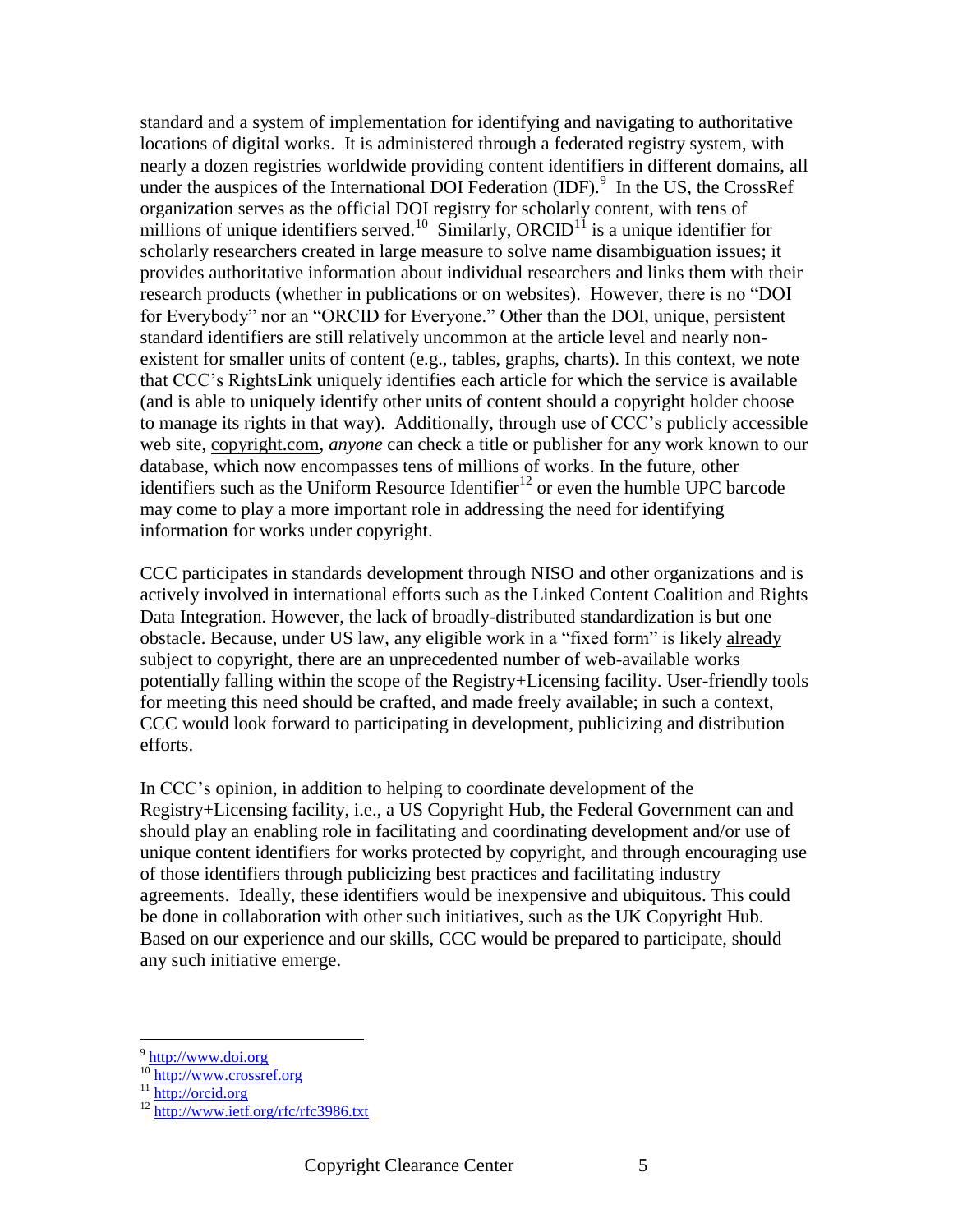standard and a system of implementation for identifying and navigating to authoritative locations of digital works. It is administered through a federated registry system, with nearly a dozen registries worldwide providing content identifiers in different domains, all under the auspices of the International DOI Federation (IDF).[9] In the US, the CrossRef organization serves as the official DOI registry for scholarly content, with tens of millions of unique identifiers served.[10] Similarly, ORCID[11] is a unique identifier for scholarly researchers created in large measure to solve name disambiguation issues; it provides authoritative information about individual researchers and links them with their research products (whether in publications or on websites). However, there is no "DOI for Everybody" nor an "ORCID for Everyone." Other than the DOI, unique, persistent standard identifiers are still relatively uncommon at the article level and nearly non-existent for smaller units of content (e.g., tables, graphs, charts). In this context, we note that CCC's RightsLink uniquely identifies each article for which the service is available (and is able to uniquely identify other units of content should a copyright holder choose to manage its rights in that way). Additionally, through use of CCC's publicly accessible web site, copyright.com, *anyone* can check a title or publisher for any work known to our database, which now encompasses tens of millions of works. In the future, other identifiers such as the Uniform Resource Identifier[12] or even the humble UPC barcode may come to play a more important role in addressing the need for identifying information for works under copyright.

CCC participates in standards development through NISO and other organizations and is actively involved in international efforts such as the Linked Content Coalition and Rights Data Integration. However, the lack of broadly-distributed standardization is but one obstacle. Because, under US law, any eligible work in a "fixed form" is likely already subject to copyright, there are an unprecedented number of web-available works potentially falling within the scope of the Registry+Licensing facility. User-friendly tools for meeting this need should be crafted, and made freely available; in such a context, CCC would look forward to participating in development, publicizing and distribution efforts.

In CCC's opinion, in addition to helping to coordinate development of the Registry+Licensing facility, i.e., a US Copyright Hub, the Federal Government can and should play an enabling role in facilitating and coordinating development and/or use of unique content identifiers for works protected by copyright, and through encouraging use of those identifiers through publicizing best practices and facilitating industry agreements. Ideally, these identifiers would be inexpensive and ubiquitous. This could be done in collaboration with other such initiatives, such as the UK Copyright Hub. Based on our experience and our skills, CCC would be prepared to participate, should any such initiative emerge.

---

[9] http://www.doi.org

[10] http://www.crossref.org

[11] http://orcid.org

[12] http://www.ietf.org/rfc/rfc3986.txt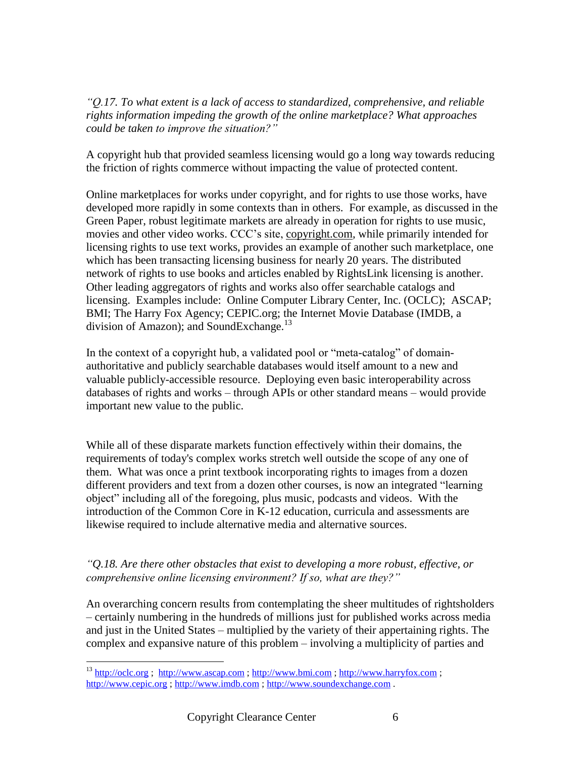*"Q.17. To what extent is a lack of access to standardized, comprehensive, and reliable rights information impeding the growth of the online marketplace? What approaches could be taken to improve the situation?"*

A copyright hub that provided seamless licensing would go a long way towards reducing the friction of rights commerce without impacting the value of protected content.

Online marketplaces for works under copyright, and for rights to use those works, have developed more rapidly in some contexts than in others. For example, as discussed in the Green Paper, robust legitimate markets are already in operation for rights to use music, movies and other video works. CCC's site, copyright.com, while primarily intended for licensing rights to use text works, provides an example of another such marketplace, one which has been transacting licensing business for nearly 20 years. The distributed network of rights to use books and articles enabled by RightsLink licensing is another. Other leading aggregators of rights and works also offer searchable catalogs and licensing. Examples include: Online Computer Library Center, Inc. (OCLC); ASCAP; BMI; The Harry Fox Agency; CEPIC.org; the Internet Movie Database (IMDB, a division of Amazon); and SoundExchange.[13]

In the context of a copyright hub, a validated pool or "meta-catalog" of domain-authoritative and publicly searchable databases would itself amount to a new and valuable publicly-accessible resource. Deploying even basic interoperability across databases of rights and works – through APIs or other standard means – would provide important new value to the public.

While all of these disparate markets function effectively within their domains, the requirements of today's complex works stretch well outside the scope of any one of them. What was once a print textbook incorporating rights to images from a dozen different providers and text from a dozen other courses, is now an integrated "learning object" including all of the foregoing, plus music, podcasts and videos. With the introduction of the Common Core in K-12 education, curricula and assessments are likewise required to include alternative media and alternative sources.

*"Q.18. Are there other obstacles that exist to developing a more robust, effective, or comprehensive online licensing environment? If so, what are they?"*

An overarching concern results from contemplating the sheer multitudes of rightsholders – certainly numbering in the hundreds of millions just for published works across media and just in the United States – multiplied by the variety of their appertaining rights. The complex and expansive nature of this problem – involving a multiplicity of parties and

---

[13] http://oclc.org ; http://www.ascap.com ; http://www.bmi.com ; http://www.harryfox.com ; http://www.cepic.org ; http://www.imdb.com ; http://www.soundexchange.com .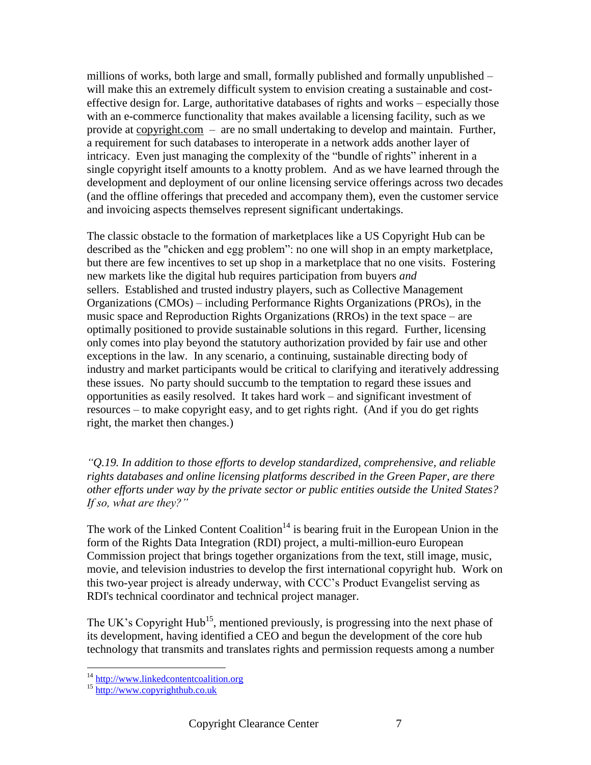millions of works, both large and small, formally published and formally unpublished – will make this an extremely difficult system to envision creating a sustainable and cost-effective design for. Large, authoritative databases of rights and works – especially those with an e-commerce functionality that makes available a licensing facility, such as we provide at copyright.com – are no small undertaking to develop and maintain. Further, a requirement for such databases to interoperate in a network adds another layer of intricacy. Even just managing the complexity of the "bundle of rights" inherent in a single copyright itself amounts to a knotty problem. And as we have learned through the development and deployment of our online licensing service offerings across two decades (and the offline offerings that preceded and accompany them), even the customer service and invoicing aspects themselves represent significant undertakings.

The classic obstacle to the formation of marketplaces like a US Copyright Hub can be described as the "chicken and egg problem": no one will shop in an empty marketplace, but there are few incentives to set up shop in a marketplace that no one visits. Fostering new markets like the digital hub requires participation from buyers *and* sellers. Established and trusted industry players, such as Collective Management Organizations (CMOs) – including Performance Rights Organizations (PROs), in the music space and Reproduction Rights Organizations (RROs) in the text space – are optimally positioned to provide sustainable solutions in this regard. Further, licensing only comes into play beyond the statutory authorization provided by fair use and other exceptions in the law. In any scenario, a continuing, sustainable directing body of industry and market participants would be critical to clarifying and iteratively addressing these issues. No party should succumb to the temptation to regard these issues and opportunities as easily resolved. It takes hard work – and significant investment of resources – to make copyright easy, and to get rights right. (And if you do get rights right, the market then changes.)

*"Q.19. In addition to those efforts to develop standardized, comprehensive, and reliable rights databases and online licensing platforms described in the Green Paper, are there other efforts under way by the private sector or public entities outside the United States? If so, what are they?"*

The work of the Linked Content Coalition[14] is bearing fruit in the European Union in the form of the Rights Data Integration (RDI) project, a multi-million-euro European Commission project that brings together organizations from the text, still image, music, movie, and television industries to develop the first international copyright hub. Work on this two-year project is already underway, with CCC's Product Evangelist serving as RDI's technical coordinator and technical project manager.

The UK's Copyright Hub[15], mentioned previously, is progressing into the next phase of its development, having identified a CEO and begun the development of the core hub technology that transmits and translates rights and permission requests among a number

[14] http://www.linkedcontentcoalition.org

[15] http://www.copyrighthub.co.uk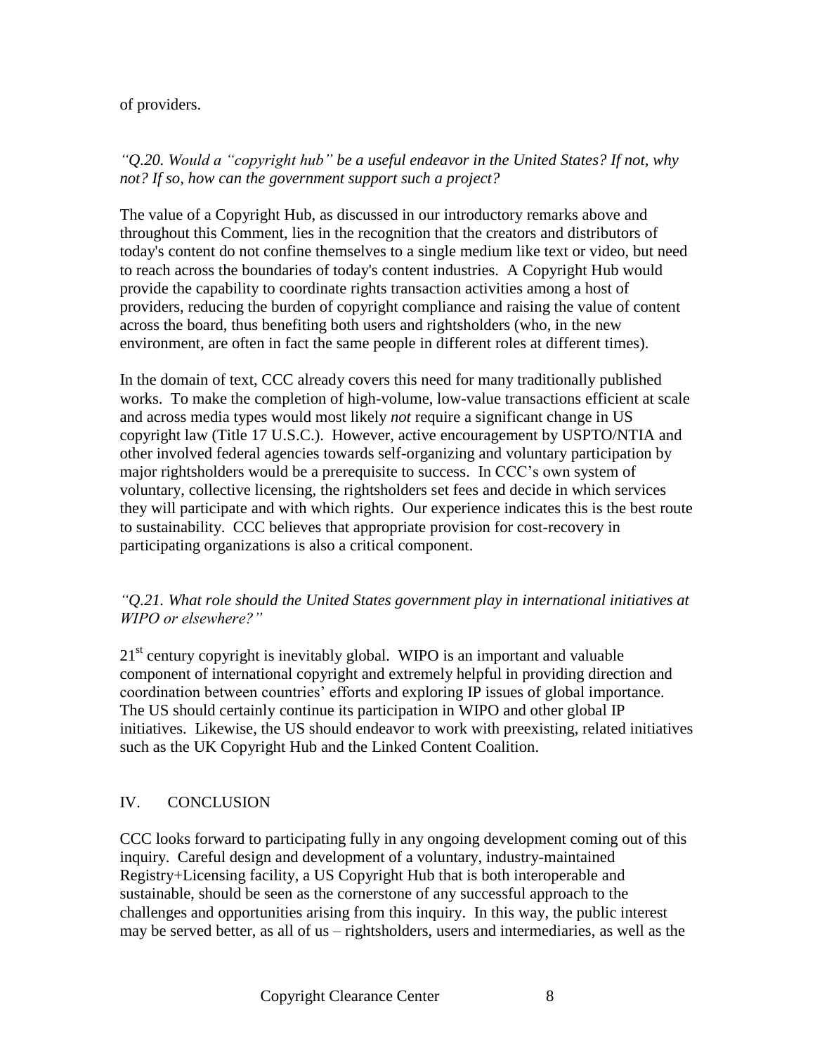of providers.

*"Q.20. Would a "copyright hub" be a useful endeavor in the United States? If not, why not? If so, how can the government support such a project?*

The value of a Copyright Hub, as discussed in our introductory remarks above and throughout this Comment, lies in the recognition that the creators and distributors of today's content do not confine themselves to a single medium like text or video, but need to reach across the boundaries of today's content industries. A Copyright Hub would provide the capability to coordinate rights transaction activities among a host of providers, reducing the burden of copyright compliance and raising the value of content across the board, thus benefiting both users and rightsholders (who, in the new environment, are often in fact the same people in different roles at different times).

In the domain of text, CCC already covers this need for many traditionally published works. To make the completion of high-volume, low-value transactions efficient at scale and across media types would most likely *not* require a significant change in US copyright law (Title 17 U.S.C.). However, active encouragement by USPTO/NTIA and other involved federal agencies towards self-organizing and voluntary participation by major rightsholders would be a prerequisite to success. In CCC's own system of voluntary, collective licensing, the rightsholders set fees and decide in which services they will participate and with which rights. Our experience indicates this is the best route to sustainability. CCC believes that appropriate provision for cost-recovery in participating organizations is also a critical component.

*"Q.21. What role should the United States government play in international initiatives at WIPO or elsewhere?"*

21st century copyright is inevitably global. WIPO is an important and valuable component of international copyright and extremely helpful in providing direction and coordination between countries' efforts and exploring IP issues of global importance. The US should certainly continue its participation in WIPO and other global IP initiatives. Likewise, the US should endeavor to work with preexisting, related initiatives such as the UK Copyright Hub and the Linked Content Coalition.

## IV. CONCLUSION

CCC looks forward to participating fully in any ongoing development coming out of this inquiry. Careful design and development of a voluntary, industry-maintained Registry+Licensing facility, a US Copyright Hub that is both interoperable and sustainable, should be seen as the cornerstone of any successful approach to the challenges and opportunities arising from this inquiry. In this way, the public interest may be served better, as all of us – rightsholders, users and intermediaries, as well as the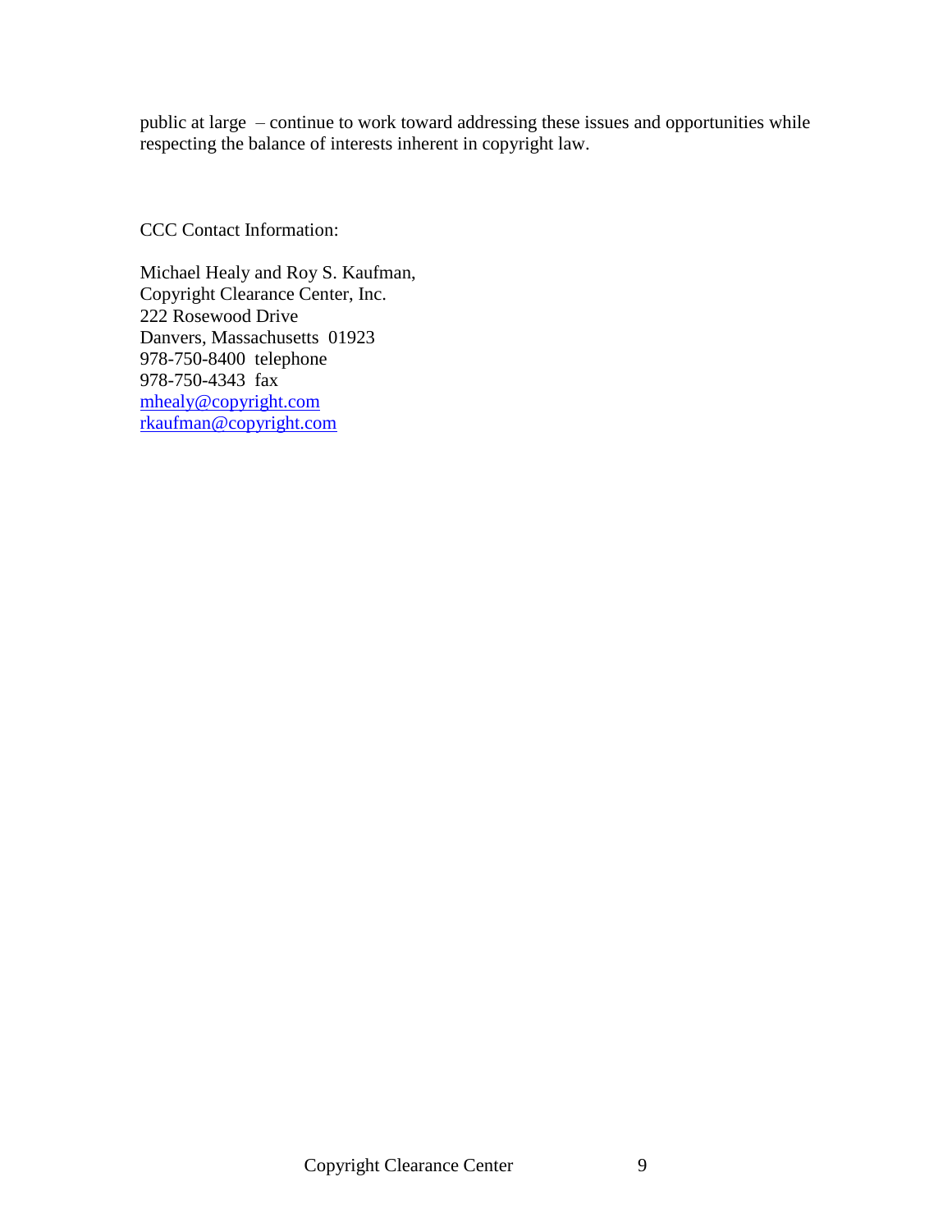public at large – continue to work toward addressing these issues and opportunities while respecting the balance of interests inherent in copyright law.

CCC Contact Information:

Michael Healy and Roy S. Kaufman,  
Copyright Clearance Center, Inc.  
222 Rosewood Drive  
Danvers, Massachusetts 01923  
978-750-8400 telephone  
978-750-4343 fax  
mhealy@copyright.com  
rkaufman@copyright.com